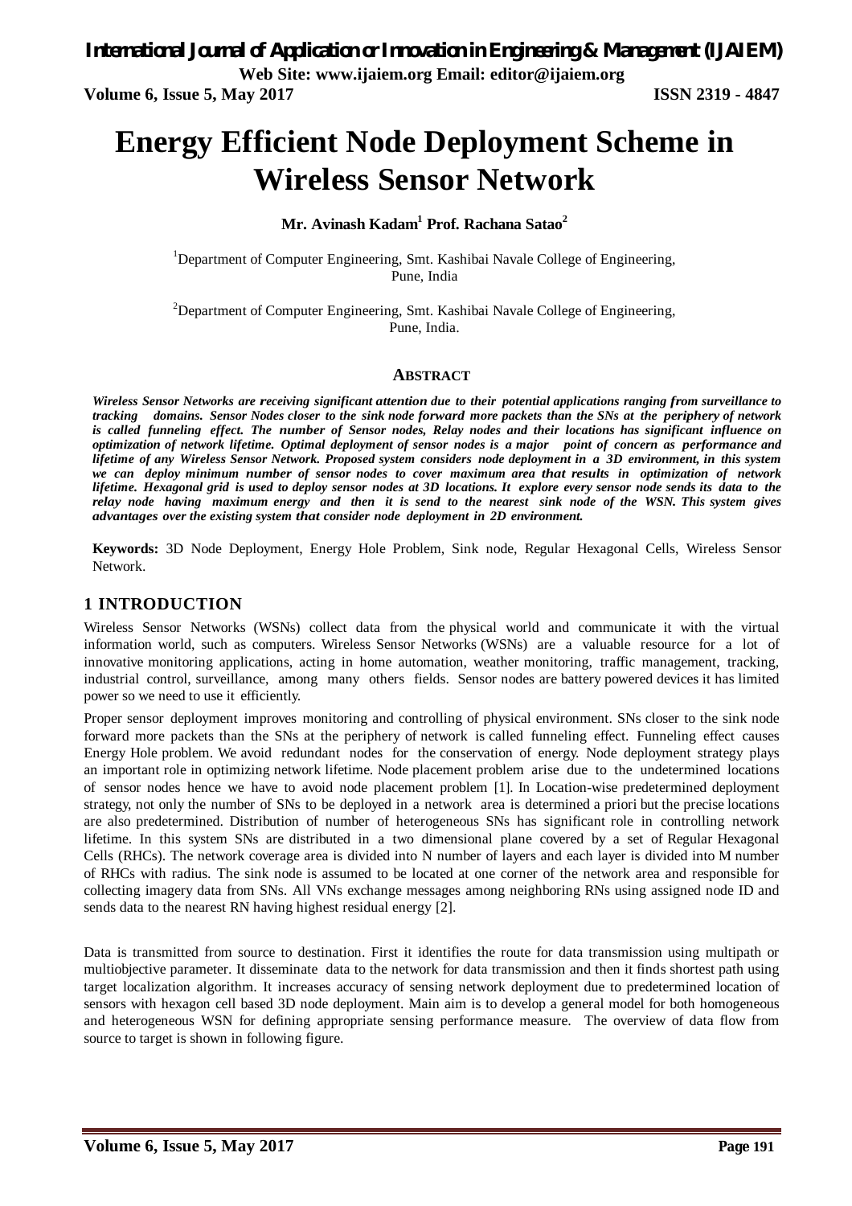# Energy Efficient Node Deployment Scheme in Wireless Sensor Network

**Mr. Avinash Kadam[1] Prof. Rachana Satao[2]**

[1]Department of Computer Engineering, Smt. Kashibai Navale College of Engineering, Pune, India

[2]Department of Computer Engineering, Smt. Kashibai Navale College of Engineering, Pune, India.

## ABSTRACT

***Wireless Sensor Networks are receiving significant attention due to their potential applications ranging from surveillance to tracking domains. Sensor Nodes closer to the sink node forward more packets than the SNs at the periphery of network is called funneling effect. The number of Sensor nodes, Relay nodes and their locations has significant influence on optimization of network lifetime. Optimal deployment of sensor nodes is a major point of concern as performance and lifetime of any Wireless Sensor Network. Proposed system considers node deployment in a 3D environment, in this system we can deploy minimum number of sensor nodes to cover maximum area that results in optimization of network lifetime. Hexagonal grid is used to deploy sensor nodes at 3D locations. It explore every sensor node sends its data to the relay node having maximum energy and then it is send to the nearest sink node of the WSN. This system gives advantages over the existing system that consider node deployment in 2D environment.***

**Keywords:** 3D Node Deployment, Energy Hole Problem, Sink node, Regular Hexagonal Cells, Wireless Sensor Network.

## 1 INTRODUCTION

Wireless Sensor Networks (WSNs) collect data from the physical world and communicate it with the virtual information world, such as computers. Wireless Sensor Networks (WSNs) are a valuable resource for a lot of innovative monitoring applications, acting in home automation, weather monitoring, traffic management, tracking, industrial control, surveillance, among many others fields. Sensor nodes are battery powered devices it has limited power so we need to use it efficiently.

Proper sensor deployment improves monitoring and controlling of physical environment. SNs closer to the sink node forward more packets than the SNs at the periphery of network is called funneling effect. Funneling effect causes Energy Hole problem. We avoid redundant nodes for the conservation of energy. Node deployment strategy plays an important role in optimizing network lifetime. Node placement problem arise due to the undetermined locations of sensor nodes hence we have to avoid node placement problem [1]. In Location-wise predetermined deployment strategy, not only the number of SNs to be deployed in a network area is determined a priori but the precise locations are also predetermined. Distribution of number of heterogeneous SNs has significant role in controlling network lifetime. In this system SNs are distributed in a two dimensional plane covered by a set of Regular Hexagonal Cells (RHCs). The network coverage area is divided into N number of layers and each layer is divided into M number of RHCs with radius. The sink node is assumed to be located at one corner of the network area and responsible for collecting imagery data from SNs. All VNs exchange messages among neighboring RNs using assigned node ID and sends data to the nearest RN having highest residual energy [2].

Data is transmitted from source to destination. First it identifies the route for data transmission using multipath or multiobjective parameter. It disseminate data to the network for data transmission and then it finds shortest path using target localization algorithm. It increases accuracy of sensing network deployment due to predetermined location of sensors with hexagon cell based 3D node deployment. Main aim is to develop a general model for both homogeneous and heterogeneous WSN for defining appropriate sensing performance measure. The overview of data flow from source to target is shown in following figure.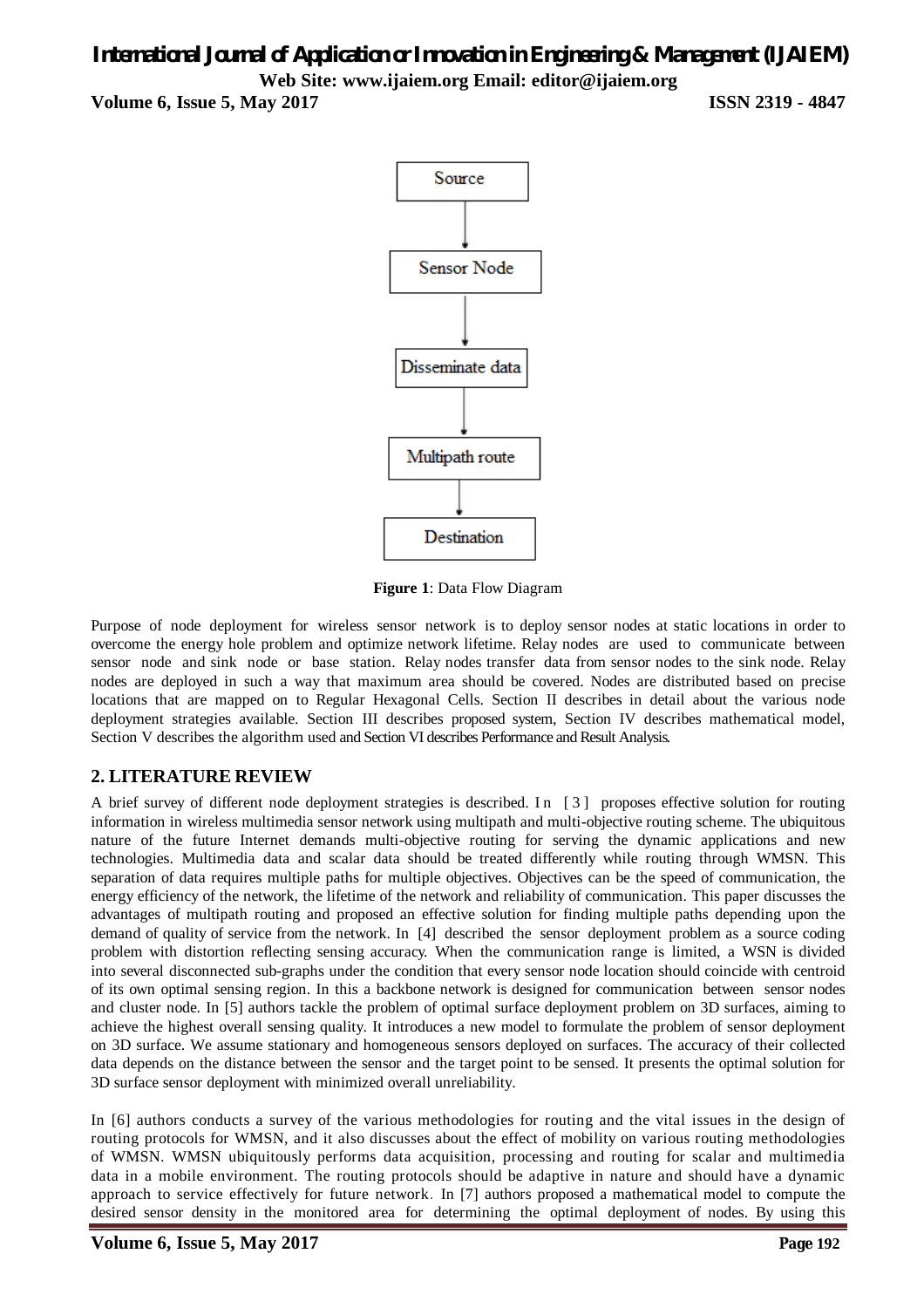Source → Sensor Node → Disseminate data → Multipath route → Destination

**Figure 1**: Data Flow Diagram

Purpose of node deployment for wireless sensor network is to deploy sensor nodes at static locations in order to overcome the energy hole problem and optimize network lifetime. Relay nodes are used to communicate between sensor node and sink node or base station. Relay nodes transfer data from sensor nodes to the sink node. Relay nodes are deployed in such a way that maximum area should be covered. Nodes are distributed based on precise locations that are mapped on to Regular Hexagonal Cells. Section II describes in detail about the various node deployment strategies available. Section III describes proposed system, Section IV describes mathematical model, Section V describes the algorithm used and Section VI describes Performance and Result Analysis.

## 2. LITERATURE REVIEW

A brief survey of different node deployment strategies is described. In [3] proposes effective solution for routing information in wireless multimedia sensor network using multipath and multi-objective routing scheme. The ubiquitous nature of the future Internet demands multi-objective routing for serving the dynamic applications and new technologies. Multimedia data and scalar data should be treated differently while routing through WMSN. This separation of data requires multiple paths for multiple objectives. Objectives can be the speed of communication, the energy efficiency of the network, the lifetime of the network and reliability of communication. This paper discusses the advantages of multipath routing and proposed an effective solution for finding multiple paths depending upon the demand of quality of service from the network. In [4] described the sensor deployment problem as a source coding problem with distortion reflecting sensing accuracy. When the communication range is limited, a WSN is divided into several disconnected sub-graphs under the condition that every sensor node location should coincide with centroid of its own optimal sensing region. In this a backbone network is designed for communication between sensor nodes and cluster node. In [5] authors tackle the problem of optimal surface deployment problem on 3D surfaces, aiming to achieve the highest overall sensing quality. It introduces a new model to formulate the problem of sensor deployment on 3D surface. We assume stationary and homogeneous sensors deployed on surfaces. The accuracy of their collected data depends on the distance between the sensor and the target point to be sensed. It presents the optimal solution for 3D surface sensor deployment with minimized overall unreliability.

In [6] authors conducts a survey of the various methodologies for routing and the vital issues in the design of routing protocols for WMSN, and it also discusses about the effect of mobility on various routing methodologies of WMSN. WMSN ubiquitously performs data acquisition, processing and routing for scalar and multimedia data in a mobile environment. The routing protocols should be adaptive in nature and should have a dynamic approach to service effectively for future network. In [7] authors proposed a mathematical model to compute the desired sensor density in the monitored area for determining the optimal deployment of nodes. By using this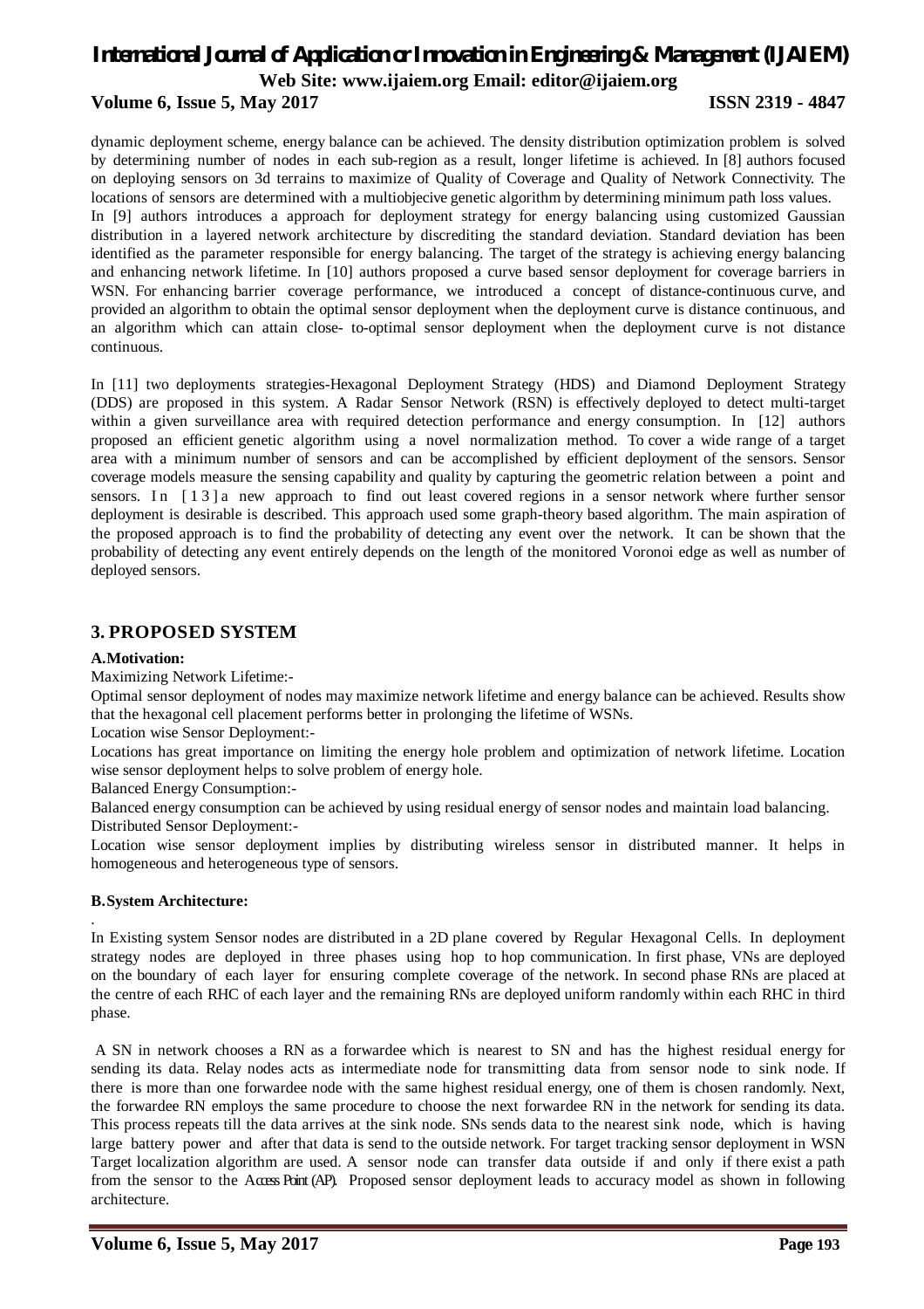dynamic deployment scheme, energy balance can be achieved. The density distribution optimization problem is solved by determining number of nodes in each sub-region as a result, longer lifetime is achieved. In [8] authors focused on deploying sensors on 3d terrains to maximize of Quality of Coverage and Quality of Network Connectivity. The locations of sensors are determined with a multiobjecive genetic algorithm by determining minimum path loss values.

In [9] authors introduces a approach for deployment strategy for energy balancing using customized Gaussian distribution in a layered network architecture by discrediting the standard deviation. Standard deviation has been identified as the parameter responsible for energy balancing. The target of the strategy is achieving energy balancing and enhancing network lifetime. In [10] authors proposed a curve based sensor deployment for coverage barriers in WSN. For enhancing barrier coverage performance, we introduced a concept of distance-continuous curve, and provided an algorithm to obtain the optimal sensor deployment when the deployment curve is distance continuous, and an algorithm which can attain close- to-optimal sensor deployment when the deployment curve is not distance continuous.

In [11] two deployments strategies-Hexagonal Deployment Strategy (HDS) and Diamond Deployment Strategy (DDS) are proposed in this system. A Radar Sensor Network (RSN) is effectively deployed to detect multi-target within a given surveillance area with required detection performance and energy consumption. In [12] authors proposed an efficient genetic algorithm using a novel normalization method. To cover a wide range of a target area with a minimum number of sensors and can be accomplished by efficient deployment of the sensors. Sensor coverage models measure the sensing capability and quality by capturing the geometric relation between a point and sensors. In [13] a new approach to find out least covered regions in a sensor network where further sensor deployment is desirable is described. This approach used some graph-theory based algorithm. The main aspiration of the proposed approach is to find the probability of detecting any event over the network. It can be shown that the probability of detecting any event entirely depends on the length of the monitored Voronoi edge as well as number of deployed sensors.

## 3. PROPOSED SYSTEM

### A. Motivation:

Maximizing Network Lifetime:-

Optimal sensor deployment of nodes may maximize network lifetime and energy balance can be achieved. Results show that the hexagonal cell placement performs better in prolonging the lifetime of WSNs.

Location wise Sensor Deployment:-

Locations has great importance on limiting the energy hole problem and optimization of network lifetime. Location wise sensor deployment helps to solve problem of energy hole.

Balanced Energy Consumption:-

Balanced energy consumption can be achieved by using residual energy of sensor nodes and maintain load balancing.

Distributed Sensor Deployment:-

Location wise sensor deployment implies by distributing wireless sensor in distributed manner. It helps in homogeneous and heterogeneous type of sensors.

### B. System Architecture:

In Existing system Sensor nodes are distributed in a 2D plane covered by Regular Hexagonal Cells. In deployment strategy nodes are deployed in three phases using hop to hop communication. In first phase, VNs are deployed on the boundary of each layer for ensuring complete coverage of the network. In second phase RNs are placed at the centre of each RHC of each layer and the remaining RNs are deployed uniform randomly within each RHC in third phase.

A SN in network chooses a RN as a forwardee which is nearest to SN and has the highest residual energy for sending its data. Relay nodes acts as intermediate node for transmitting data from sensor node to sink node. If there is more than one forwardee node with the same highest residual energy, one of them is chosen randomly. Next, the forwardee RN employs the same procedure to choose the next forwardee RN in the network for sending its data. This process repeats till the data arrives at the sink node. SNs sends data to the nearest sink node, which is having large battery power and after that data is send to the outside network. For target tracking sensor deployment in WSN Target localization algorithm are used. A sensor node can transfer data outside if and only if there exist a path from the sensor to the Access Point (AP). Proposed sensor deployment leads to accuracy model as shown in following architecture.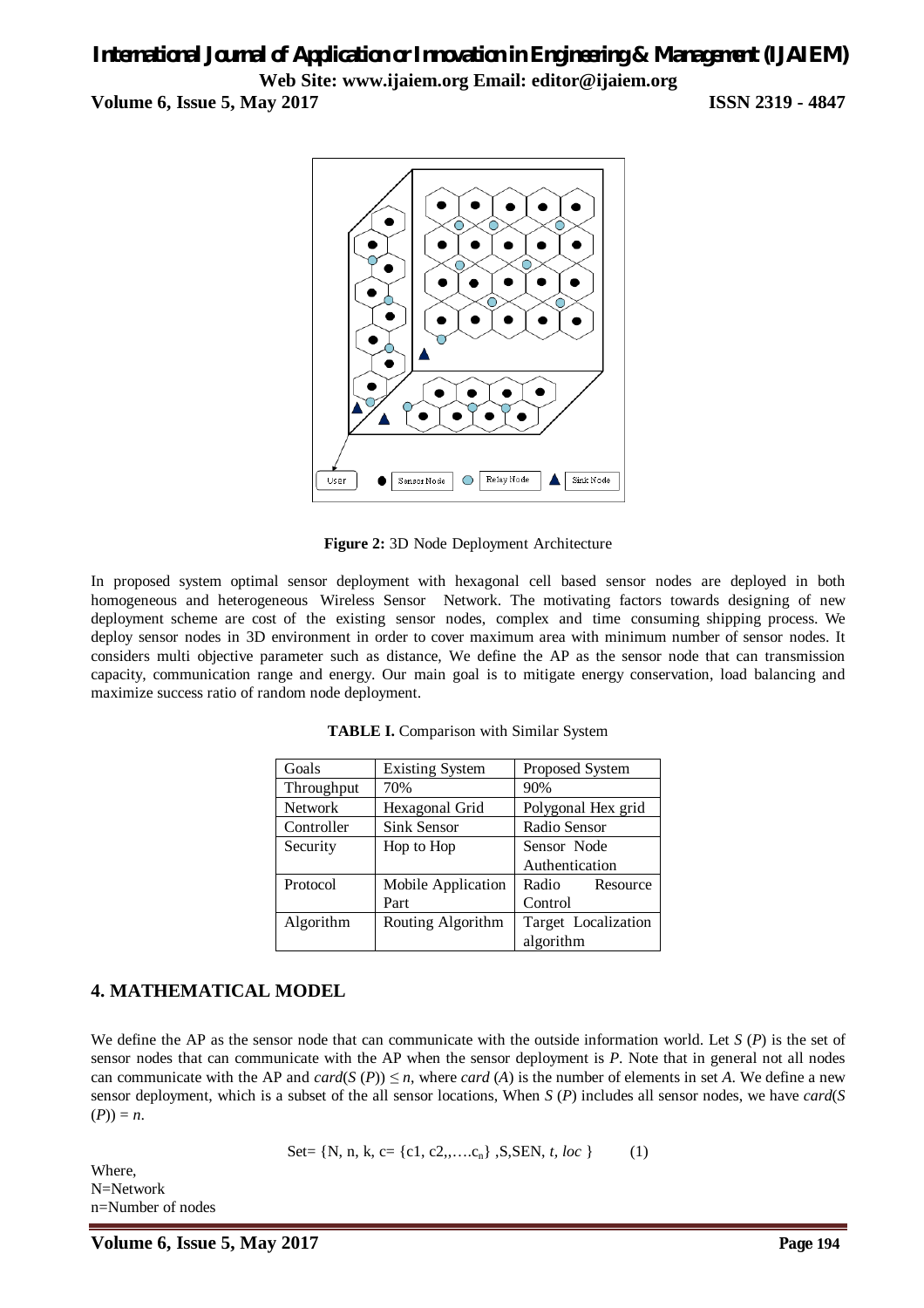**Figure 2:** 3D Node Deployment Architecture

In proposed system optimal sensor deployment with hexagonal cell based sensor nodes are deployed in both homogeneous and heterogeneous Wireless Sensor Network. The motivating factors towards designing of new deployment scheme are cost of the existing sensor nodes, complex and time consuming shipping process. We deploy sensor nodes in 3D environment in order to cover maximum area with minimum number of sensor nodes. It considers multi objective parameter such as distance, We define the AP as the sensor node that can transmission capacity, communication range and energy. Our main goal is to mitigate energy conservation, load balancing and maximize success ratio of random node deployment.

**TABLE I.** Comparison with Similar System

| Goals | Existing System | Proposed System |
| --- | --- | --- |
| Throughput | 70% | 90% |
| Network | Hexagonal Grid | Polygonal Hex grid |
| Controller | Sink Sensor | Radio Sensor |
| Security | Hop to Hop | Sensor Node Authentication |
| Protocol | Mobile Application Part | Radio Resource Control |
| Algorithm | Routing Algorithm | Target Localization algorithm |

## 4. MATHEMATICAL MODEL

We define the AP as the sensor node that can communicate with the outside information world. Let $S(P)$ is the set of sensor nodes that can communicate with the AP when the sensor deployment is $P$. Note that in general not all nodes can communicate with the AP and $card(S(P)) \leq n$, where $card(A)$ is the number of elements in set $A$. We define a new sensor deployment, which is a subset of the all sensor locations, When $S(P)$ includes all sensor nodes, we have $card(S(P)) = n$.

$$\text{Set} = \{N, n, k, c = \{c1, c2,, \ldots c_n\}, S, SEN, t, loc\} \qquad (1)$$

Where,
N=Network
n=Number of nodes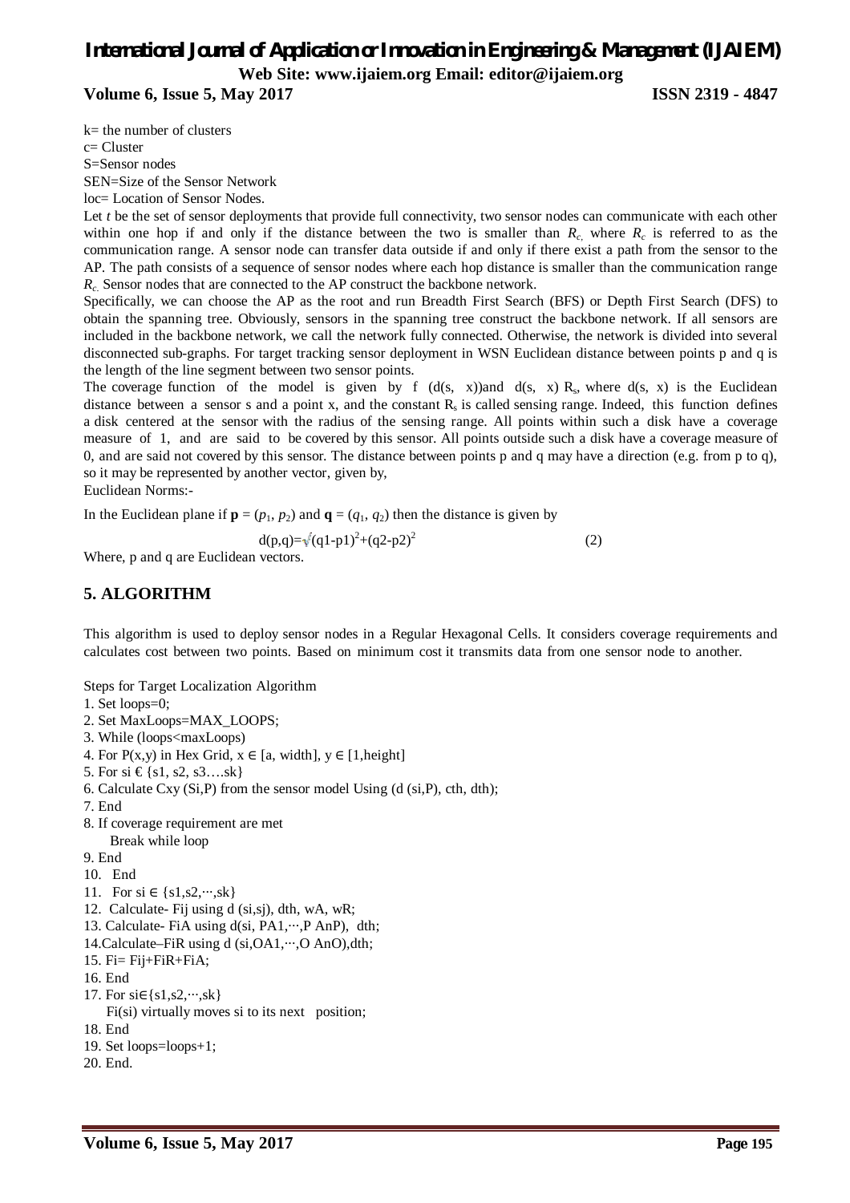k= the number of clusters

c= Cluster

S=Sensor nodes

SEN=Size of the Sensor Network

loc= Location of Sensor Nodes.

Let *t* be the set of sensor deployments that provide full connectivity, two sensor nodes can communicate with each other within one hop if and only if the distance between the two is smaller than $R_c$, where $R_c$ is referred to as the communication range. A sensor node can transfer data outside if and only if there exist a path from the sensor to the AP. The path consists of a sequence of sensor nodes where each hop distance is smaller than the communication range $R_c$. Sensor nodes that are connected to the AP construct the backbone network.

Specifically, we can choose the AP as the root and run Breadth First Search (BFS) or Depth First Search (DFS) to obtain the spanning tree. Obviously, sensors in the spanning tree construct the backbone network. If all sensors are included in the backbone network, we call the network fully connected. Otherwise, the network is divided into several disconnected sub-graphs. For target tracking sensor deployment in WSN Euclidean distance between points p and q is the length of the line segment between two sensor points.

The coverage function of the model is given by f (d(s, x))and d(s, x) $R_s$, where d(s, x) is the Euclidean distance between a sensor s and a point x, and the constant $R_s$ is called sensing range. Indeed, this function defines a disk centered at the sensor with the radius of the sensing range. All points within such a disk have a coverage measure of 1, and are said to be covered by this sensor. All points outside such a disk have a coverage measure of 0, and are said not covered by this sensor. The distance between points p and q may have a direction (e.g. from p to q), so it may be represented by another vector, given by,

Euclidean Norms:-

In the Euclidean plane if $\mathbf{p} = (p_1, p_2)$ and $\mathbf{q} = (q_1, q_2)$ then the distance is given by

$$d(p,q)=\sqrt{(q1-p1)^2+(q2-p2)^2} \qquad (2)$$

Where, p and q are Euclidean vectors.

## 5. ALGORITHM

This algorithm is used to deploy sensor nodes in a Regular Hexagonal Cells. It considers coverage requirements and calculates cost between two points. Based on minimum cost it transmits data from one sensor node to another.

Steps for Target Localization Algorithm

1. Set loops=0;
2. Set MaxLoops=MAX_LOOPS;
3. While (loops<maxLoops)
4. For P(x,y) in Hex Grid, x ∈ [a, width], y ∈ [1,height]
5. For si € {s1, s2, s3….sk}
6. Calculate Cxy (Si,P) from the sensor model Using (d (si,P), cth, dth);
7. End
8. If coverage requirement are met
   Break while loop
9. End
10. End
11. For si ∈ {s1,s2,···,sk}
12. Calculate- Fij using d (si,sj), dth, wA, wR;
13. Calculate- FiA using d(si, PA1,···,P AnP), dth;
14. Calculate–FiR using d (si,OA1,···,O AnO),dth;
15. Fi= Fij+FiR+FiA;
16. End
17. For si∈{s1,s2,···,sk}
    Fi(si) virtually moves si to its next position;
18. End
19. Set loops=loops+1;
20. End.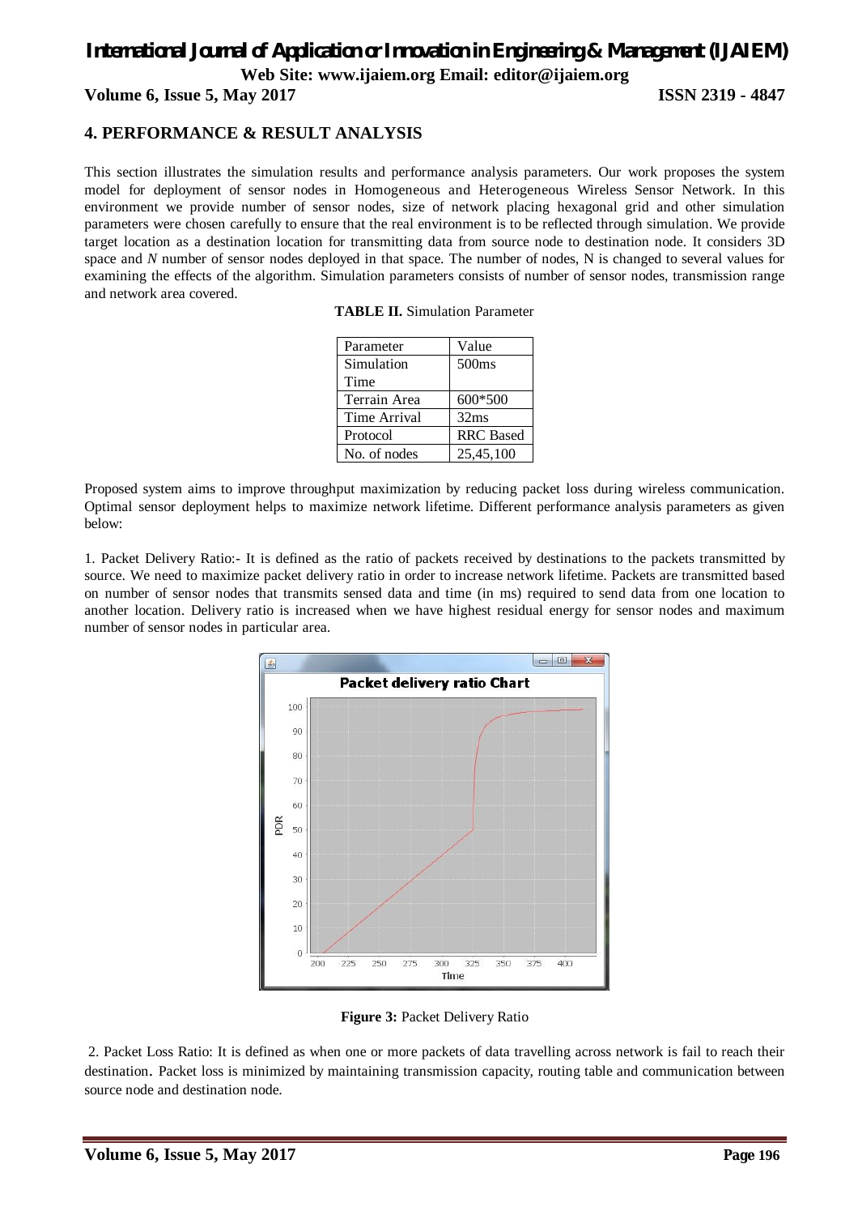## 4. PERFORMANCE & RESULT ANALYSIS

This section illustrates the simulation results and performance analysis parameters. Our work proposes the system model for deployment of sensor nodes in Homogeneous and Heterogeneous Wireless Sensor Network. In this environment we provide number of sensor nodes, size of network placing hexagonal grid and other simulation parameters were chosen carefully to ensure that the real environment is to be reflected through simulation. We provide target location as a destination location for transmitting data from source node to destination node. It considers 3D space and $N$ number of sensor nodes deployed in that space. The number of nodes, N is changed to several values for examining the effects of the algorithm. Simulation parameters consists of number of sensor nodes, transmission range and network area covered.

**TABLE II.** Simulation Parameter

| Parameter | Value |
|---|---|
| Simulation Time | 500ms |
| Terrain Area | 600*500 |
| Time Arrival | 32ms |
| Protocol | RRC Based |
| No. of nodes | 25,45,100 |

Proposed system aims to improve throughput maximization by reducing packet loss during wireless communication. Optimal sensor deployment helps to maximize network lifetime. Different performance analysis parameters as given below:

1. Packet Delivery Ratio:- It is defined as the ratio of packets received by destinations to the packets transmitted by source. We need to maximize packet delivery ratio in order to increase network lifetime. Packets are transmitted based on number of sensor nodes that transmits sensed data and time (in ms) required to send data from one location to another location. Delivery ratio is increased when we have highest residual energy for sensor nodes and maximum number of sensor nodes in particular area.

**Figure 3:** Packet Delivery Ratio

2. Packet Loss Ratio: It is defined as when one or more packets of data travelling across network is fail to reach their destination. Packet loss is minimized by maintaining transmission capacity, routing table and communication between source node and destination node.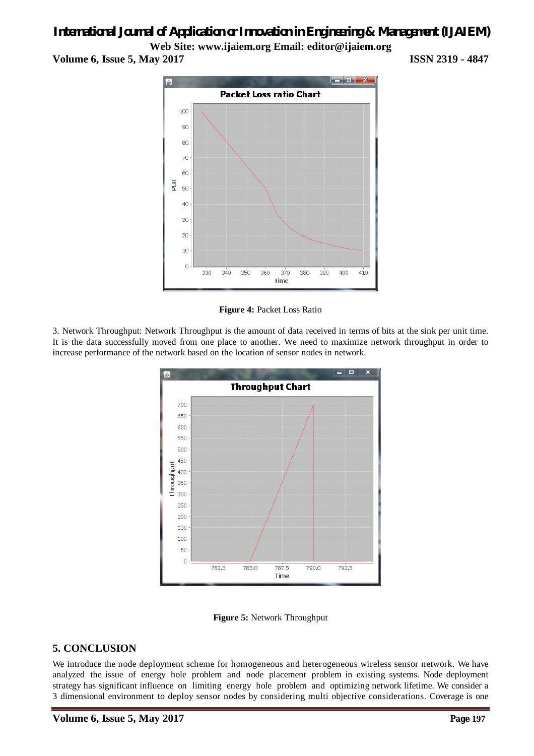**Figure 4:** Packet Loss Ratio

3. Network Throughput: Network Throughput is the amount of data received in terms of bits at the sink per unit time. It is the data successfully moved from one place to another. We need to maximize network throughput in order to increase performance of the network based on the location of sensor nodes in network.

**Figure 5:** Network Throughput

## 5. CONCLUSION

We introduce the node deployment scheme for homogeneous and heterogeneous wireless sensor network. We have analyzed the issue of energy hole problem and node placement problem in existing systems. Node deployment strategy has significant influence on limiting energy hole problem and optimizing network lifetime. We consider a 3 dimensional environment to deploy sensor nodes by considering multi objective considerations. Coverage is one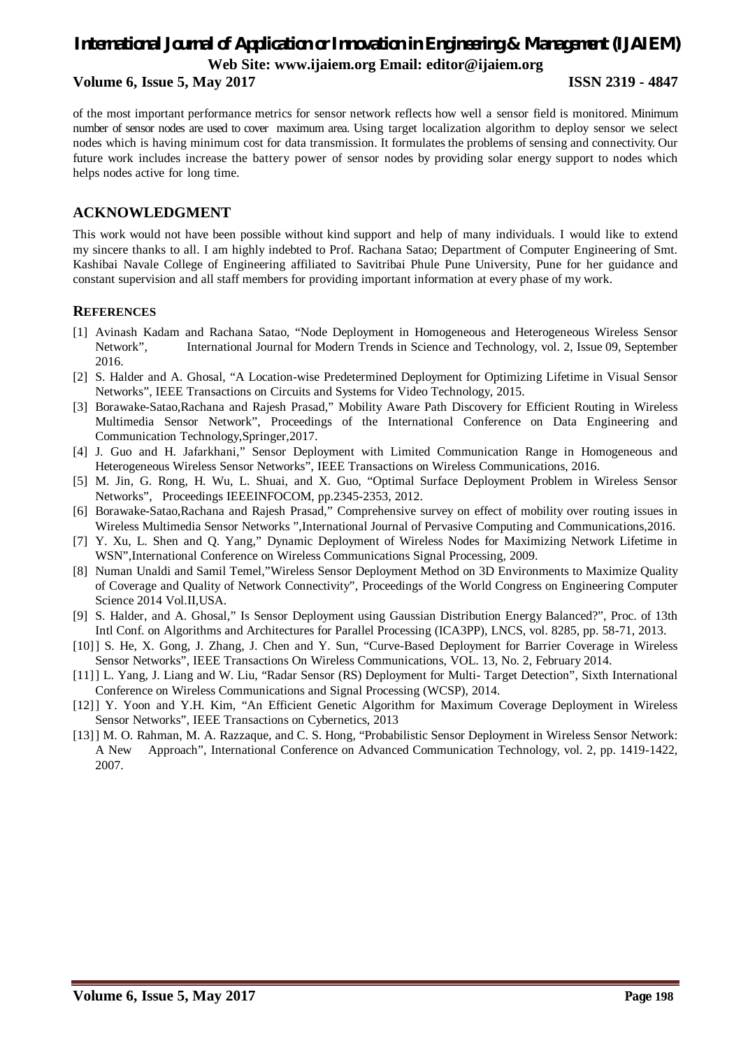of the most important performance metrics for sensor network reflects how well a sensor field is monitored. Minimum number of sensor nodes are used to cover maximum area. Using target localization algorithm to deploy sensor we select nodes which is having minimum cost for data transmission. It formulates the problems of sensing and connectivity. Our future work includes increase the battery power of sensor nodes by providing solar energy support to nodes which helps nodes active for long time.

## ACKNOWLEDGMENT

This work would not have been possible without kind support and help of many individuals. I would like to extend my sincere thanks to all. I am highly indebted to Prof. Rachana Satao; Department of Computer Engineering of Smt. Kashibai Navale College of Engineering affiliated to Savitribai Phule Pune University, Pune for her guidance and constant supervision and all staff members for providing important information at every phase of my work.

## REFERENCES

[1] Avinash Kadam and Rachana Satao, "Node Deployment in Homogeneous and Heterogeneous Wireless Sensor Network", International Journal for Modern Trends in Science and Technology, vol. 2, Issue 09, September 2016.

[2] S. Halder and A. Ghosal, "A Location-wise Predetermined Deployment for Optimizing Lifetime in Visual Sensor Networks", IEEE Transactions on Circuits and Systems for Video Technology, 2015.

[3] Borawake-Satao,Rachana and Rajesh Prasad," Mobility Aware Path Discovery for Efficient Routing in Wireless Multimedia Sensor Network", Proceedings of the International Conference on Data Engineering and Communication Technology,Springer,2017.

[4] J. Guo and H. Jafarkhani," Sensor Deployment with Limited Communication Range in Homogeneous and Heterogeneous Wireless Sensor Networks", IEEE Transactions on Wireless Communications, 2016.

[5] M. Jin, G. Rong, H. Wu, L. Shuai, and X. Guo, "Optimal Surface Deployment Problem in Wireless Sensor Networks", Proceedings IEEEINFOCOM, pp.2345-2353, 2012.

[6] Borawake-Satao,Rachana and Rajesh Prasad," Comprehensive survey on effect of mobility over routing issues in Wireless Multimedia Sensor Networks ",International Journal of Pervasive Computing and Communications,2016.

[7] Y. Xu, L. Shen and Q. Yang," Dynamic Deployment of Wireless Nodes for Maximizing Network Lifetime in WSN",International Conference on Wireless Communications Signal Processing, 2009.

[8] Numan Unaldi and Samil Temel,"Wireless Sensor Deployment Method on 3D Environments to Maximize Quality of Coverage and Quality of Network Connectivity", Proceedings of the World Congress on Engineering Computer Science 2014 Vol.II,USA.

[9] S. Halder, and A. Ghosal," Is Sensor Deployment using Gaussian Distribution Energy Balanced?", Proc. of 13th Intl Conf. on Algorithms and Architectures for Parallel Processing (ICA3PP), LNCS, vol. 8285, pp. 58-71, 2013.

[10]] S. He, X. Gong, J. Zhang, J. Chen and Y. Sun, "Curve-Based Deployment for Barrier Coverage in Wireless Sensor Networks", IEEE Transactions On Wireless Communications, VOL. 13, No. 2, February 2014.

[11]] L. Yang, J. Liang and W. Liu, "Radar Sensor (RS) Deployment for Multi- Target Detection", Sixth International Conference on Wireless Communications and Signal Processing (WCSP), 2014.

[12]] Y. Yoon and Y.H. Kim, "An Efficient Genetic Algorithm for Maximum Coverage Deployment in Wireless Sensor Networks", IEEE Transactions on Cybernetics, 2013

[13]] M. O. Rahman, M. A. Razzaque, and C. S. Hong, "Probabilistic Sensor Deployment in Wireless Sensor Network: A New Approach", International Conference on Advanced Communication Technology, vol. 2, pp. 1419-1422, 2007.